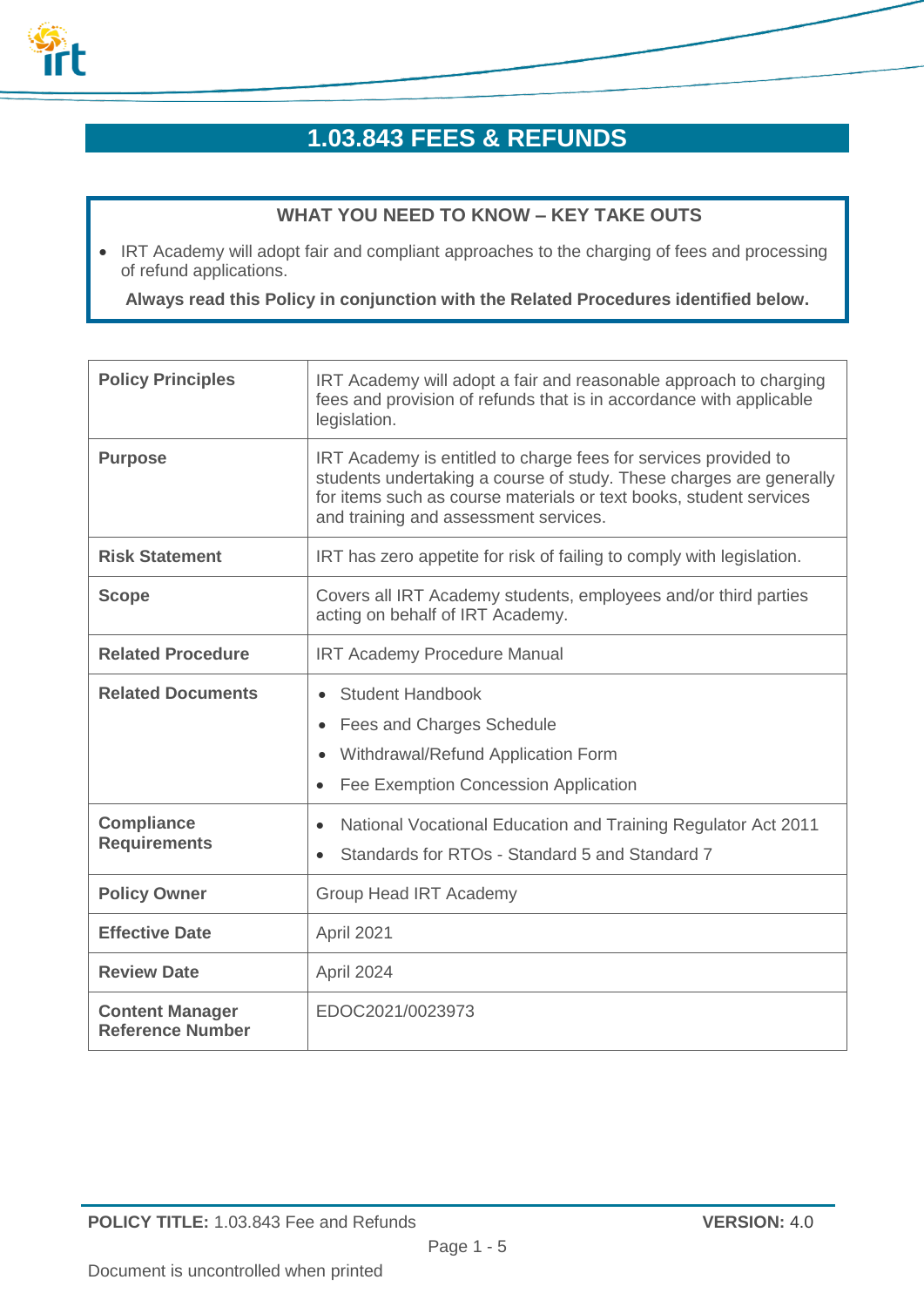# 1.03.843 FEES & REFUNDS

**WHAT YOU NEED TO KNOW – KEY TAKE OUTS**

- IRT Academy will adopt fair and compliant approaches to the charging of fees and processing of refund applications.

**Always read this Policy in conjunction with the Related Procedures identified below.**

| | |
|---|---|
| **Policy Principles** | IRT Academy will adopt a fair and reasonable approach to charging fees and provision of refunds that is in accordance with applicable legislation. |
| **Purpose** | IRT Academy is entitled to charge fees for services provided to students undertaking a course of study. These charges are generally for items such as course materials or text books, student services and training and assessment services. |
| **Risk Statement** | IRT has zero appetite for risk of failing to comply with legislation. |
| **Scope** | Covers all IRT Academy students, employees and/or third parties acting on behalf of IRT Academy. |
| **Related Procedure** | IRT Academy Procedure Manual |
| **Related Documents** | • Student Handbook<br>• Fees and Charges Schedule<br>• Withdrawal/Refund Application Form<br>• Fee Exemption Concession Application |
| **Compliance Requirements** | • National Vocational Education and Training Regulator Act 2011<br>• Standards for RTOs - Standard 5 and Standard 7 |
| **Policy Owner** | Group Head IRT Academy |
| **Effective Date** | April 2021 |
| **Review Date** | April 2024 |
| **Content Manager Reference Number** | EDOC2021/0023973 |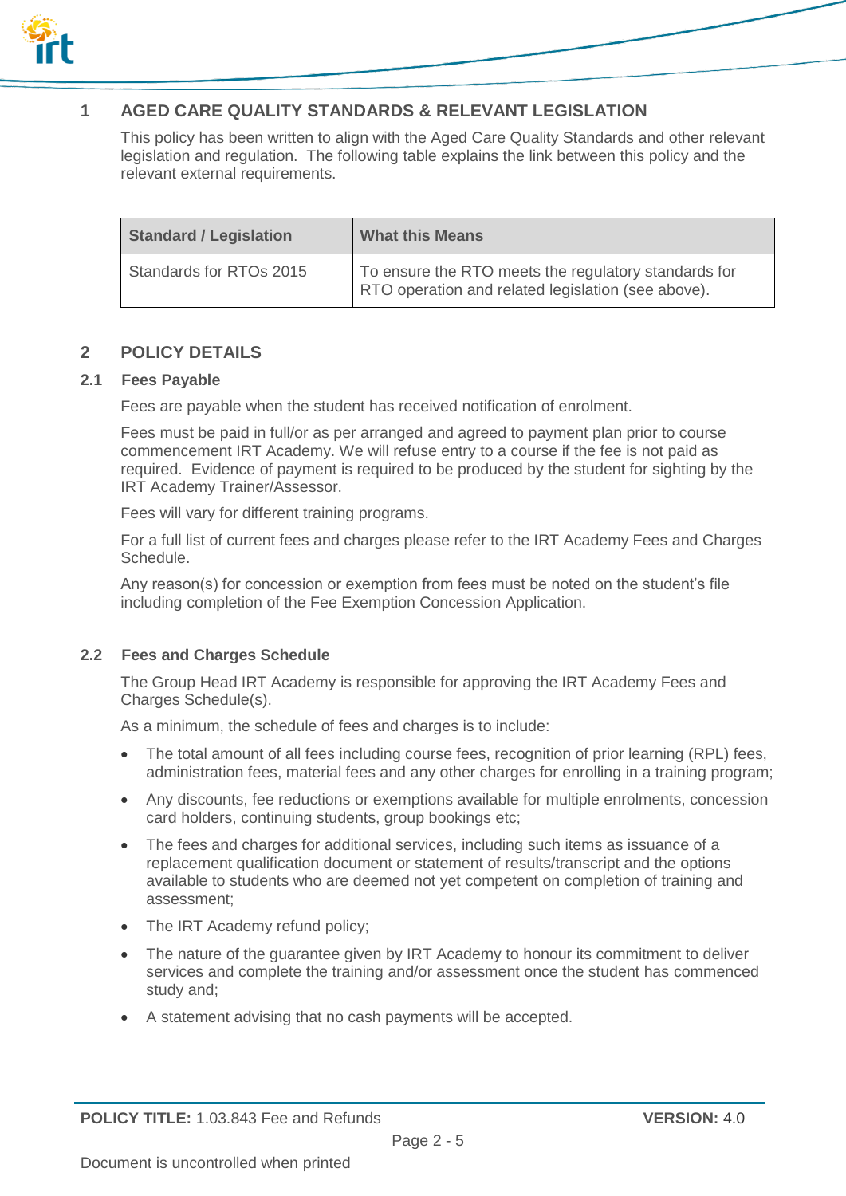# 1 AGED CARE QUALITY STANDARDS & RELEVANT LEGISLATION

This policy has been written to align with the Aged Care Quality Standards and other relevant legislation and regulation. The following table explains the link between this policy and the relevant external requirements.

| Standard / Legislation | What this Means |
| --- | --- |
| Standards for RTOs 2015 | To ensure the RTO meets the regulatory standards for RTO operation and related legislation (see above). |

# 2 POLICY DETAILS

## 2.1 Fees Payable

Fees are payable when the student has received notification of enrolment.

Fees must be paid in full/or as per arranged and agreed to payment plan prior to course commencement IRT Academy. We will refuse entry to a course if the fee is not paid as required. Evidence of payment is required to be produced by the student for sighting by the IRT Academy Trainer/Assessor.

Fees will vary for different training programs.

For a full list of current fees and charges please refer to the IRT Academy Fees and Charges Schedule.

Any reason(s) for concession or exemption from fees must be noted on the student's file including completion of the Fee Exemption Concession Application.

## 2.2 Fees and Charges Schedule

The Group Head IRT Academy is responsible for approving the IRT Academy Fees and Charges Schedule(s).

As a minimum, the schedule of fees and charges is to include:

- The total amount of all fees including course fees, recognition of prior learning (RPL) fees, administration fees, material fees and any other charges for enrolling in a training program;
- Any discounts, fee reductions or exemptions available for multiple enrolments, concession card holders, continuing students, group bookings etc;
- The fees and charges for additional services, including such items as issuance of a replacement qualification document or statement of results/transcript and the options available to students who are deemed not yet competent on completion of training and assessment;
- The IRT Academy refund policy;
- The nature of the guarantee given by IRT Academy to honour its commitment to deliver services and complete the training and/or assessment once the student has commenced study and;
- A statement advising that no cash payments will be accepted.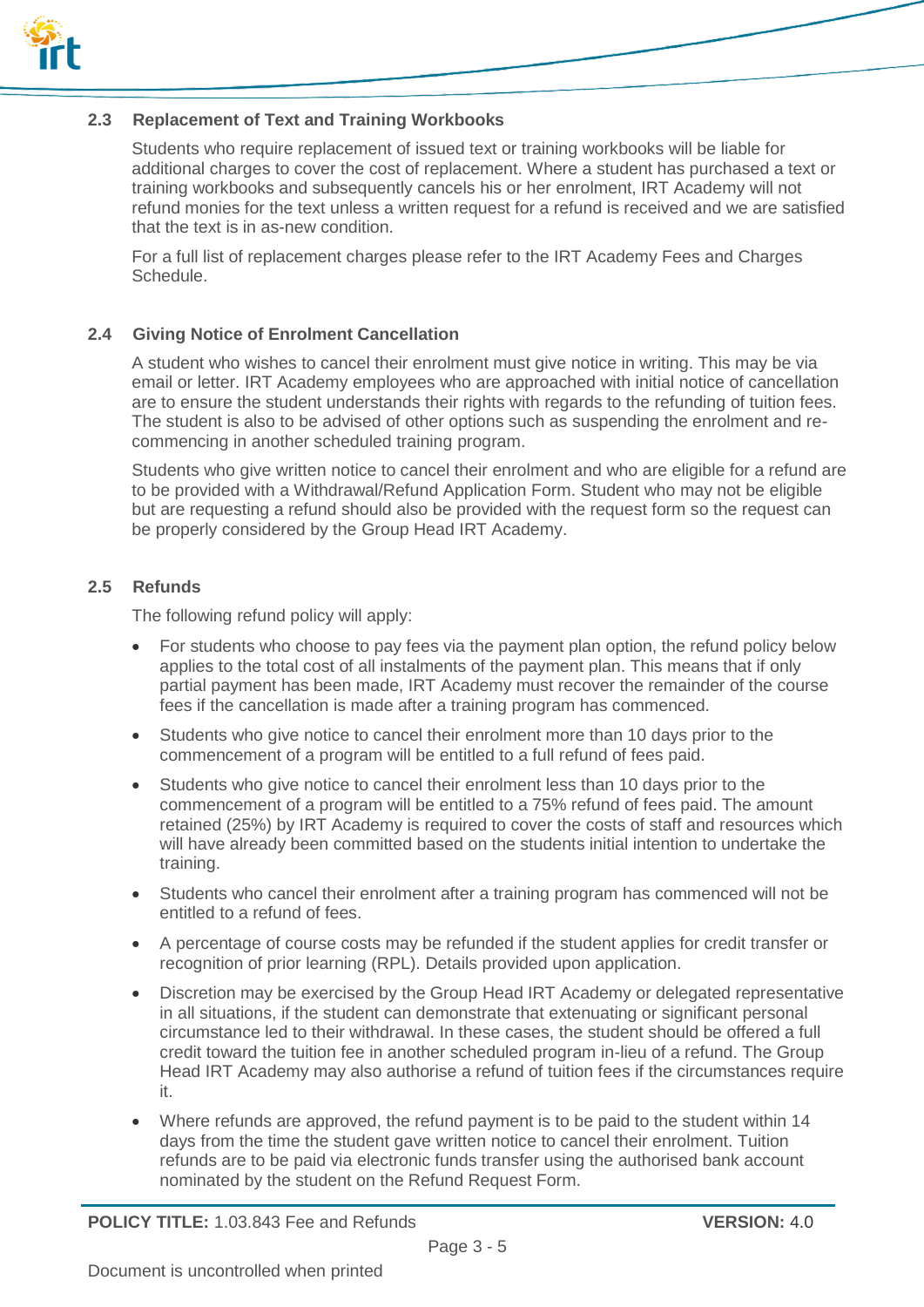### 2.3 Replacement of Text and Training Workbooks

Students who require replacement of issued text or training workbooks will be liable for additional charges to cover the cost of replacement. Where a student has purchased a text or training workbooks and subsequently cancels his or her enrolment, IRT Academy will not refund monies for the text unless a written request for a refund is received and we are satisfied that the text is in as-new condition.

For a full list of replacement charges please refer to the IRT Academy Fees and Charges Schedule.

### 2.4 Giving Notice of Enrolment Cancellation

A student who wishes to cancel their enrolment must give notice in writing. This may be via email or letter. IRT Academy employees who are approached with initial notice of cancellation are to ensure the student understands their rights with regards to the refunding of tuition fees. The student is also to be advised of other options such as suspending the enrolment and re-commencing in another scheduled training program.

Students who give written notice to cancel their enrolment and who are eligible for a refund are to be provided with a Withdrawal/Refund Application Form. Student who may not be eligible but are requesting a refund should also be provided with the request form so the request can be properly considered by the Group Head IRT Academy.

### 2.5 Refunds

The following refund policy will apply:

- For students who choose to pay fees via the payment plan option, the refund policy below applies to the total cost of all instalments of the payment plan. This means that if only partial payment has been made, IRT Academy must recover the remainder of the course fees if the cancellation is made after a training program has commenced.
- Students who give notice to cancel their enrolment more than 10 days prior to the commencement of a program will be entitled to a full refund of fees paid.
- Students who give notice to cancel their enrolment less than 10 days prior to the commencement of a program will be entitled to a 75% refund of fees paid. The amount retained (25%) by IRT Academy is required to cover the costs of staff and resources which will have already been committed based on the students initial intention to undertake the training.
- Students who cancel their enrolment after a training program has commenced will not be entitled to a refund of fees.
- A percentage of course costs may be refunded if the student applies for credit transfer or recognition of prior learning (RPL). Details provided upon application.
- Discretion may be exercised by the Group Head IRT Academy or delegated representative in all situations, if the student can demonstrate that extenuating or significant personal circumstance led to their withdrawal. In these cases, the student should be offered a full credit toward the tuition fee in another scheduled program in-lieu of a refund. The Group Head IRT Academy may also authorise a refund of tuition fees if the circumstances require it.
- Where refunds are approved, the refund payment is to be paid to the student within 14 days from the time the student gave written notice to cancel their enrolment. Tuition refunds are to be paid via electronic funds transfer using the authorised bank account nominated by the student on the Refund Request Form.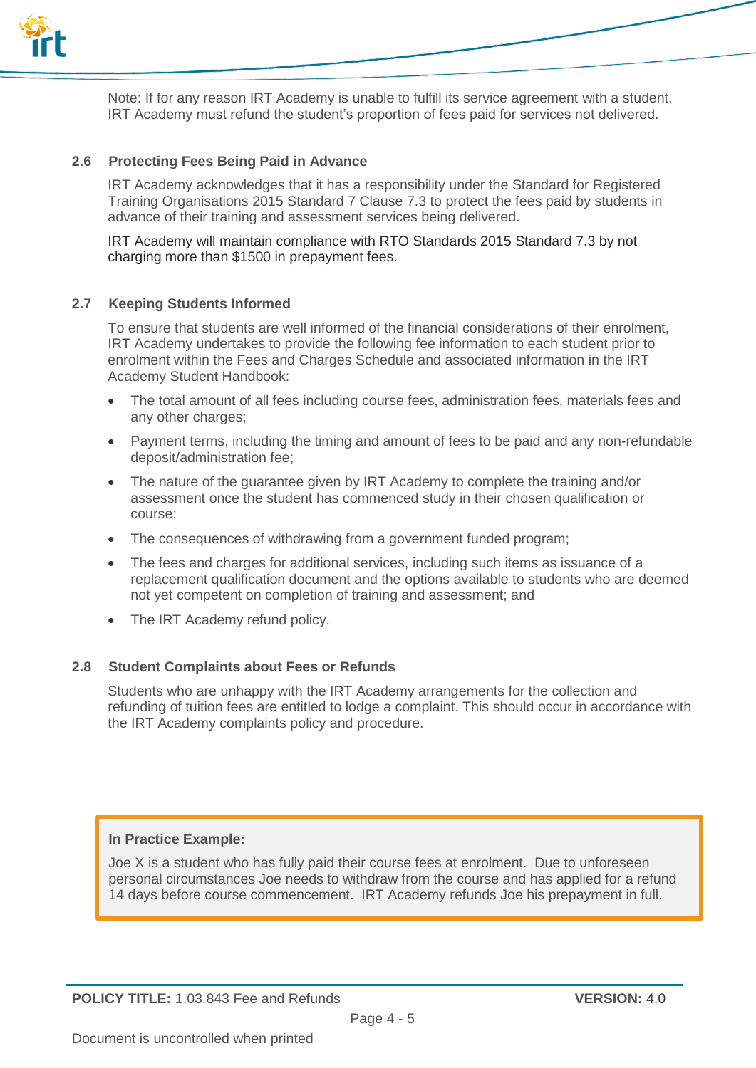Note: If for any reason IRT Academy is unable to fulfill its service agreement with a student, IRT Academy must refund the student's proportion of fees paid for services not delivered.

### 2.6 Protecting Fees Being Paid in Advance

IRT Academy acknowledges that it has a responsibility under the Standard for Registered Training Organisations 2015 Standard 7 Clause 7.3 to protect the fees paid by students in advance of their training and assessment services being delivered.

IRT Academy will maintain compliance with RTO Standards 2015 Standard 7.3 by not charging more than $1500 in prepayment fees.

### 2.7 Keeping Students Informed

To ensure that students are well informed of the financial considerations of their enrolment, IRT Academy undertakes to provide the following fee information to each student prior to enrolment within the Fees and Charges Schedule and associated information in the IRT Academy Student Handbook:

- The total amount of all fees including course fees, administration fees, materials fees and any other charges;
- Payment terms, including the timing and amount of fees to be paid and any non-refundable deposit/administration fee;
- The nature of the guarantee given by IRT Academy to complete the training and/or assessment once the student has commenced study in their chosen qualification or course;
- The consequences of withdrawing from a government funded program;
- The fees and charges for additional services, including such items as issuance of a replacement qualification document and the options available to students who are deemed not yet competent on completion of training and assessment; and
- The IRT Academy refund policy.

### 2.8 Student Complaints about Fees or Refunds

Students who are unhappy with the IRT Academy arrangements for the collection and refunding of tuition fees are entitled to lodge a complaint. This should occur in accordance with the IRT Academy complaints policy and procedure.

**In Practice Example:**

Joe X is a student who has fully paid their course fees at enrolment. Due to unforeseen personal circumstances Joe needs to withdraw from the course and has applied for a refund 14 days before course commencement. IRT Academy refunds Joe his prepayment in full.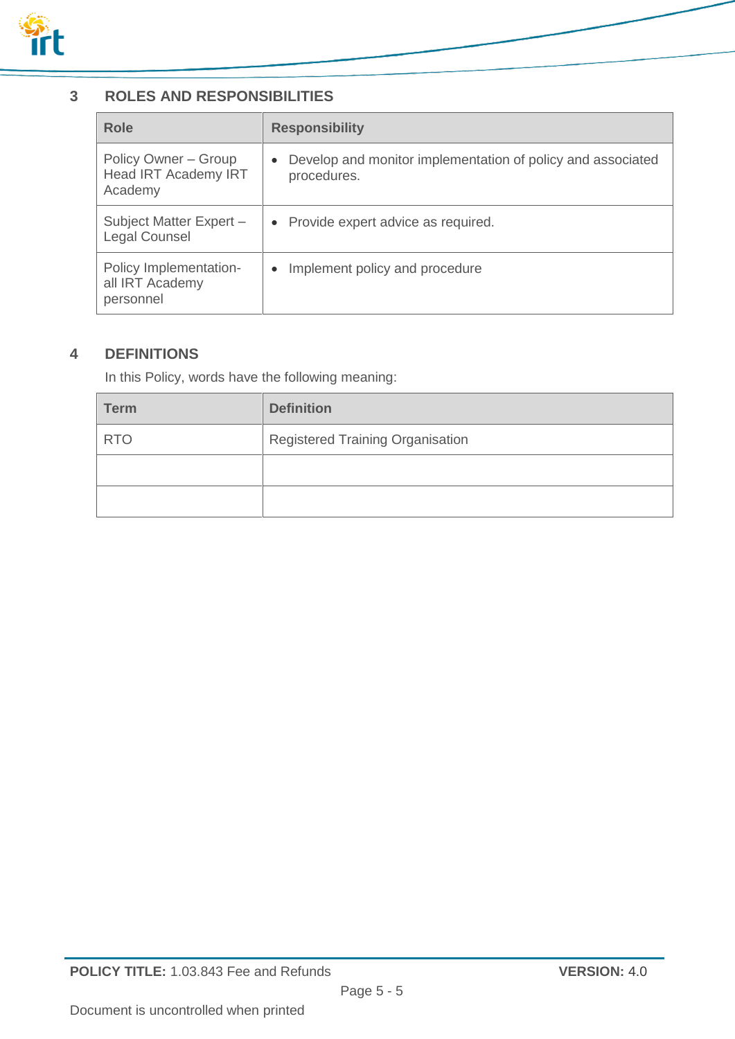## 3 ROLES AND RESPONSIBILITIES

| Role | Responsibility |
|---|---|
| Policy Owner – Group Head IRT Academy IRT Academy | • Develop and monitor implementation of policy and associated procedures. |
| Subject Matter Expert – Legal Counsel | • Provide expert advice as required. |
| Policy Implementation- all IRT Academy personnel | • Implement policy and procedure |

## 4 DEFINITIONS

In this Policy, words have the following meaning:

| Term | Definition |
|---|---|
| RTO | Registered Training Organisation |
| | |
| | |